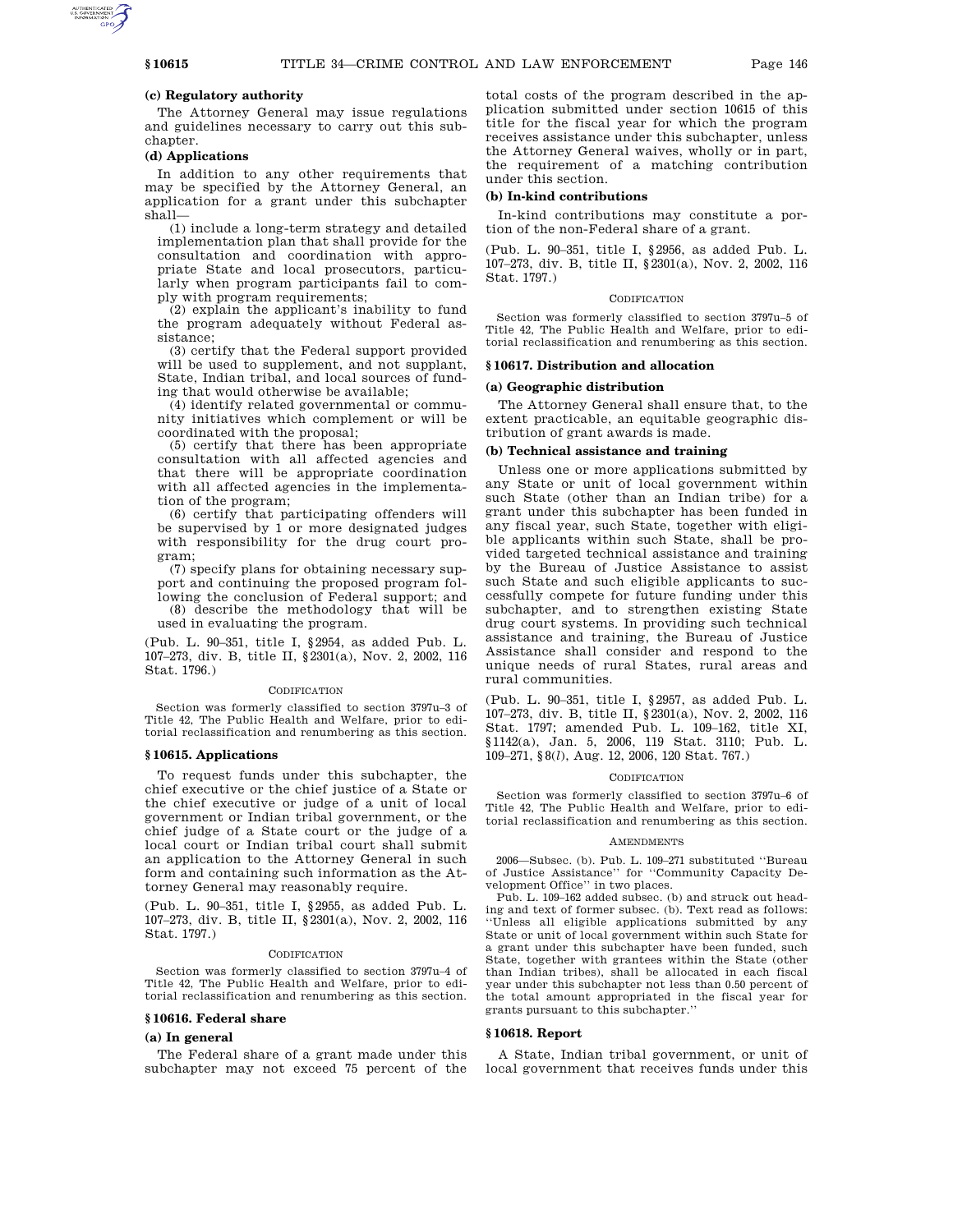**(c) Regulatory authority**

The Attorney General may issue regulations and guidelines necessary to carry out this subchapter.

**(d) Applications**

In addition to any other requirements that may be specified by the Attorney General, an application for a grant under this subchapter shall—

(1) include a long-term strategy and detailed implementation plan that shall provide for the consultation and coordination with appropriate State and local prosecutors, particularly when program participants fail to comply with program requirements;

(2) explain the applicant's inability to fund the program adequately without Federal assistance;

(3) certify that the Federal support provided will be used to supplement, and not supplant, State, Indian tribal, and local sources of funding that would otherwise be available;

(4) identify related governmental or community initiatives which complement or will be coordinated with the proposal;

(5) certify that there has been appropriate consultation with all affected agencies and that there will be appropriate coordination with all affected agencies in the implementation of the program;

(6) certify that participating offenders will be supervised by 1 or more designated judges with responsibility for the drug court program;

(7) specify plans for obtaining necessary support and continuing the proposed program following the conclusion of Federal support; and

(8) describe the methodology that will be used in evaluating the program.

(Pub. L. 90–351, title I, §2954, as added Pub. L. 107–273, div. B, title II, §2301(a), Nov. 2, 2002, 116 Stat. 1796.)

CODIFICATION

Section was formerly classified to section 3797u–3 of Title 42, The Public Health and Welfare, prior to editorial reclassification and renumbering as this section.

## §10615. Applications

To request funds under this subchapter, the chief executive or the chief justice of a State or the chief executive or judge of a unit of local government or Indian tribal government, or the chief judge of a State court or the judge of a local court or Indian tribal court shall submit an application to the Attorney General in such form and containing such information as the Attorney General may reasonably require.

(Pub. L. 90–351, title I, §2955, as added Pub. L. 107–273, div. B, title II, §2301(a), Nov. 2, 2002, 116 Stat. 1797.)

CODIFICATION

Section was formerly classified to section 3797u–4 of Title 42, The Public Health and Welfare, prior to editorial reclassification and renumbering as this section.

## §10616. Federal share

**(a) In general**

The Federal share of a grant made under this subchapter may not exceed 75 percent of the total costs of the program described in the application submitted under section 10615 of this title for the fiscal year for which the program receives assistance under this subchapter, unless the Attorney General waives, wholly or in part, the requirement of a matching contribution under this section.

**(b) In-kind contributions**

In-kind contributions may constitute a portion of the non-Federal share of a grant.

(Pub. L. 90–351, title I, §2956, as added Pub. L. 107–273, div. B, title II, §2301(a), Nov. 2, 2002, 116 Stat. 1797.)

CODIFICATION

Section was formerly classified to section 3797u–5 of Title 42, The Public Health and Welfare, prior to editorial reclassification and renumbering as this section.

## §10617. Distribution and allocation

**(a) Geographic distribution**

The Attorney General shall ensure that, to the extent practicable, an equitable geographic distribution of grant awards is made.

**(b) Technical assistance and training**

Unless one or more applications submitted by any State or unit of local government within such State (other than an Indian tribe) for a grant under this subchapter has been funded in any fiscal year, such State, together with eligible applicants within such State, shall be provided targeted technical assistance and training by the Bureau of Justice Assistance to assist such State and such eligible applicants to successfully compete for future funding under this subchapter, and to strengthen existing State drug court systems. In providing such technical assistance and training, the Bureau of Justice Assistance shall consider and respond to the unique needs of rural States, rural areas and rural communities.

(Pub. L. 90–351, title I, §2957, as added Pub. L. 107–273, div. B, title II, §2301(a), Nov. 2, 2002, 116 Stat. 1797; amended Pub. L. 109–162, title XI, §1142(a), Jan. 5, 2006, 119 Stat. 3110; Pub. L. 109–271, §8(*l*), Aug. 12, 2006, 120 Stat. 767.)

CODIFICATION

Section was formerly classified to section 3797u–6 of Title 42, The Public Health and Welfare, prior to editorial reclassification and renumbering as this section.

AMENDMENTS

2006—Subsec. (b). Pub. L. 109–271 substituted "Bureau of Justice Assistance" for "Community Capacity Development Office" in two places.

Pub. L. 109–162 added subsec. (b) and struck out heading and text of former subsec. (b). Text read as follows: "Unless all eligible applications submitted by any State or unit of local government within such State for a grant under this subchapter have been funded, such State, together with grantees within the State (other than Indian tribes), shall be allocated in each fiscal year under this subchapter not less than 0.50 percent of the total amount appropriated in the fiscal year for grants pursuant to this subchapter."

## §10618. Report

A State, Indian tribal government, or unit of local government that receives funds under this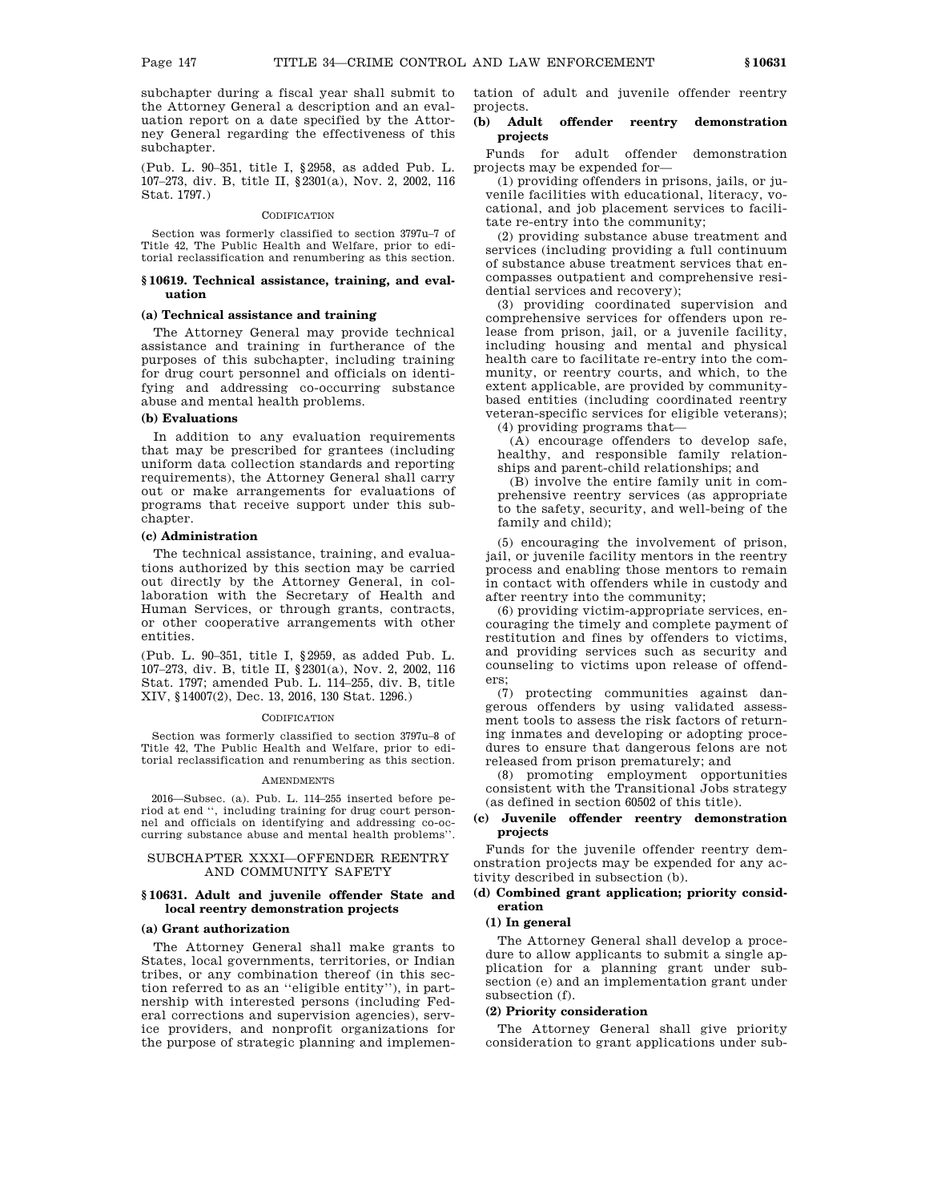subchapter during a fiscal year shall submit to the Attorney General a description and an evaluation report on a date specified by the Attorney General regarding the effectiveness of this subchapter.

(Pub. L. 90–351, title I, §2958, as added Pub. L. 107–273, div. B, title II, §2301(a), Nov. 2, 2002, 116 Stat. 1797.)

CODIFICATION

Section was formerly classified to section 3797u–7 of Title 42, The Public Health and Welfare, prior to editorial reclassification and renumbering as this section.

### §10619. Technical assistance, training, and evaluation

#### (a) Technical assistance and training

The Attorney General may provide technical assistance and training in furtherance of the purposes of this subchapter, including training for drug court personnel and officials on identifying and addressing co-occurring substance abuse and mental health problems.

#### (b) Evaluations

In addition to any evaluation requirements that may be prescribed for grantees (including uniform data collection standards and reporting requirements), the Attorney General shall carry out or make arrangements for evaluations of programs that receive support under this subchapter.

#### (c) Administration

The technical assistance, training, and evaluations authorized by this section may be carried out directly by the Attorney General, in collaboration with the Secretary of Health and Human Services, or through grants, contracts, or other cooperative arrangements with other entities.

(Pub. L. 90–351, title I, §2959, as added Pub. L. 107–273, div. B, title II, §2301(a), Nov. 2, 2002, 116 Stat. 1797; amended Pub. L. 114–255, div. B, title XIV, §14007(2), Dec. 13, 2016, 130 Stat. 1296.)

CODIFICATION

Section was formerly classified to section 3797u–8 of Title 42, The Public Health and Welfare, prior to editorial reclassification and renumbering as this section.

AMENDMENTS

2016—Subsec. (a). Pub. L. 114–255 inserted before period at end ", including training for drug court personnel and officials on identifying and addressing co-occurring substance abuse and mental health problems".

## SUBCHAPTER XXXI—OFFENDER REENTRY AND COMMUNITY SAFETY

### §10631. Adult and juvenile offender State and local reentry demonstration projects

#### (a) Grant authorization

The Attorney General shall make grants to States, local governments, territories, or Indian tribes, or any combination thereof (in this section referred to as an "eligible entity"), in partnership with interested persons (including Federal corrections and supervision agencies), service providers, and nonprofit organizations for the purpose of strategic planning and implementation of adult and juvenile offender reentry projects.

#### (b) Adult offender reentry demonstration projects

Funds for adult offender demonstration projects may be expended for—

(1) providing offenders in prisons, jails, or juvenile facilities with educational, literacy, vocational, and job placement services to facilitate re-entry into the community;

(2) providing substance abuse treatment and services (including providing a full continuum of substance abuse treatment services that encompasses outpatient and comprehensive residential services and recovery);

(3) providing coordinated supervision and comprehensive services for offenders upon release from prison, jail, or a juvenile facility, including housing and mental and physical health care to facilitate re-entry into the community, or reentry courts, and which, to the extent applicable, are provided by community-based entities (including coordinated reentry veteran-specific services for eligible veterans);

(4) providing programs that—

(A) encourage offenders to develop safe, healthy, and responsible family relationships and parent-child relationships; and

(B) involve the entire family unit in comprehensive reentry services (as appropriate to the safety, security, and well-being of the family and child);

(5) encouraging the involvement of prison, jail, or juvenile facility mentors in the reentry process and enabling those mentors to remain in contact with offenders while in custody and after reentry into the community;

(6) providing victim-appropriate services, encouraging the timely and complete payment of restitution and fines by offenders to victims, and providing services such as security and counseling to victims upon release of offenders;

(7) protecting communities against dangerous offenders by using validated assessment tools to assess the risk factors of returning inmates and developing or adopting procedures to ensure that dangerous felons are not released from prison prematurely; and

(8) promoting employment opportunities consistent with the Transitional Jobs strategy (as defined in section 60502 of this title).

#### (c) Juvenile offender reentry demonstration projects

Funds for the juvenile offender reentry demonstration projects may be expended for any activity described in subsection (b).

#### (d) Combined grant application; priority consideration

##### (1) In general

The Attorney General shall develop a procedure to allow applicants to submit a single application for a planning grant under subsection (e) and an implementation grant under subsection (f).

##### (2) Priority consideration

The Attorney General shall give priority consideration to grant applications under sub-